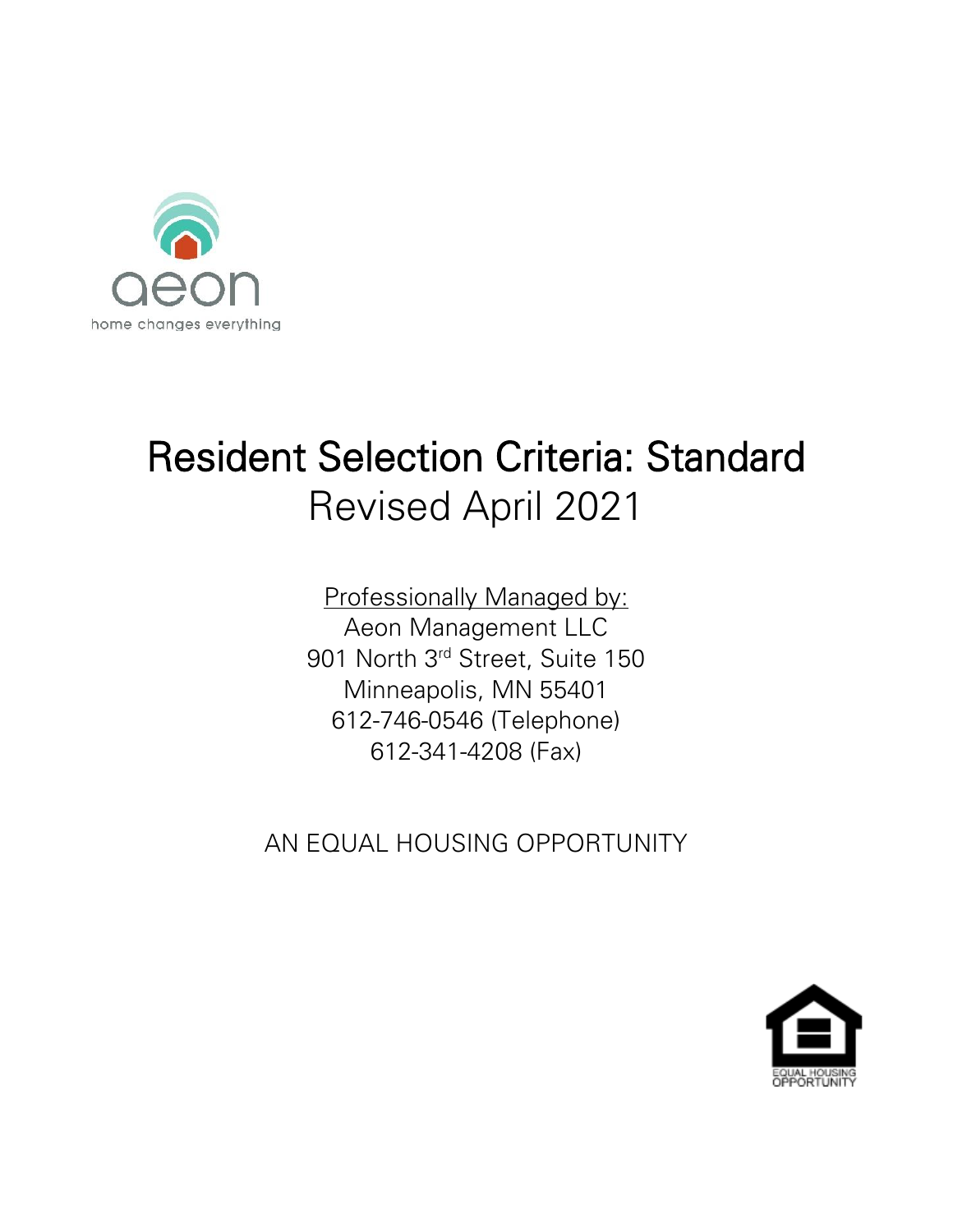aeon

home changes everything

# Resident Selection Criteria: Standard

Revised April 2021

Professionally Managed by:

Aeon Management LLC

901 North 3rd Street, Suite 150

Minneapolis, MN 55401

612-746-0546 (Telephone)

612-341-4208 (Fax)

AN EQUAL HOUSING OPPORTUNITY

EQUAL HOUSING OPPORTUNITY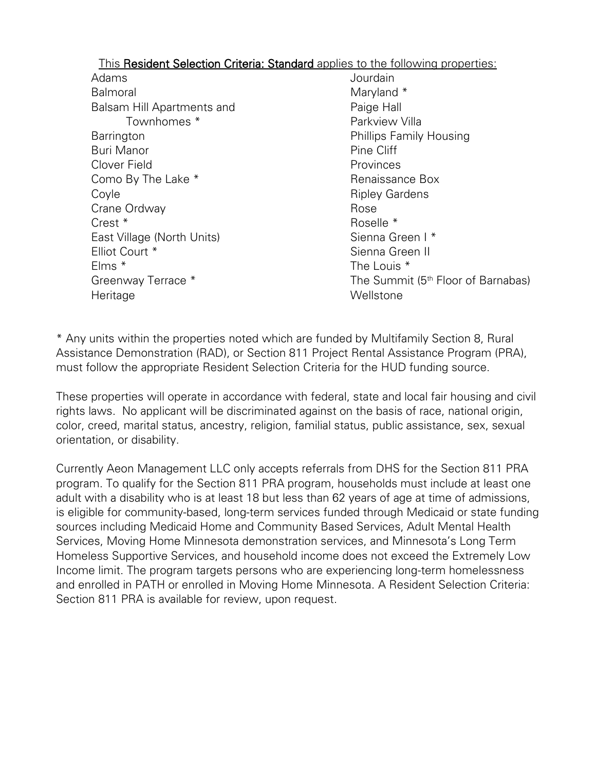This **Resident Selection Criteria: Standard** applies to the following properties:

- Adams
- Balmoral
- Balsam Hill Apartments and Townhomes *
- Barrington
- Buri Manor
- Clover Field
- Como By The Lake *
- Coyle
- Crane Ordway
- Crest *
- East Village (North Units)
- Elliot Court *
- Elms *
- Greenway Terrace *
- Heritage
- Jourdain
- Maryland *
- Paige Hall
- Parkview Villa
- Phillips Family Housing
- Pine Cliff
- Provinces
- Renaissance Box
- Ripley Gardens
- Rose
- Roselle *
- Sienna Green I *
- Sienna Green II
- The Louis *
- The Summit (5th Floor of Barnabas)
- Wellstone

* Any units within the properties noted which are funded by Multifamily Section 8, Rural Assistance Demonstration (RAD), or Section 811 Project Rental Assistance Program (PRA), must follow the appropriate Resident Selection Criteria for the HUD funding source.

These properties will operate in accordance with federal, state and local fair housing and civil rights laws. No applicant will be discriminated against on the basis of race, national origin, color, creed, marital status, ancestry, religion, familial status, public assistance, sex, sexual orientation, or disability.

Currently Aeon Management LLC only accepts referrals from DHS for the Section 811 PRA program. To qualify for the Section 811 PRA program, households must include at least one adult with a disability who is at least 18 but less than 62 years of age at time of admissions, is eligible for community-based, long-term services funded through Medicaid or state funding sources including Medicaid Home and Community Based Services, Adult Mental Health Services, Moving Home Minnesota demonstration services, and Minnesota's Long Term Homeless Supportive Services, and household income does not exceed the Extremely Low Income limit. The program targets persons who are experiencing long-term homelessness and enrolled in PATH or enrolled in Moving Home Minnesota. A Resident Selection Criteria: Section 811 PRA is available for review, upon request.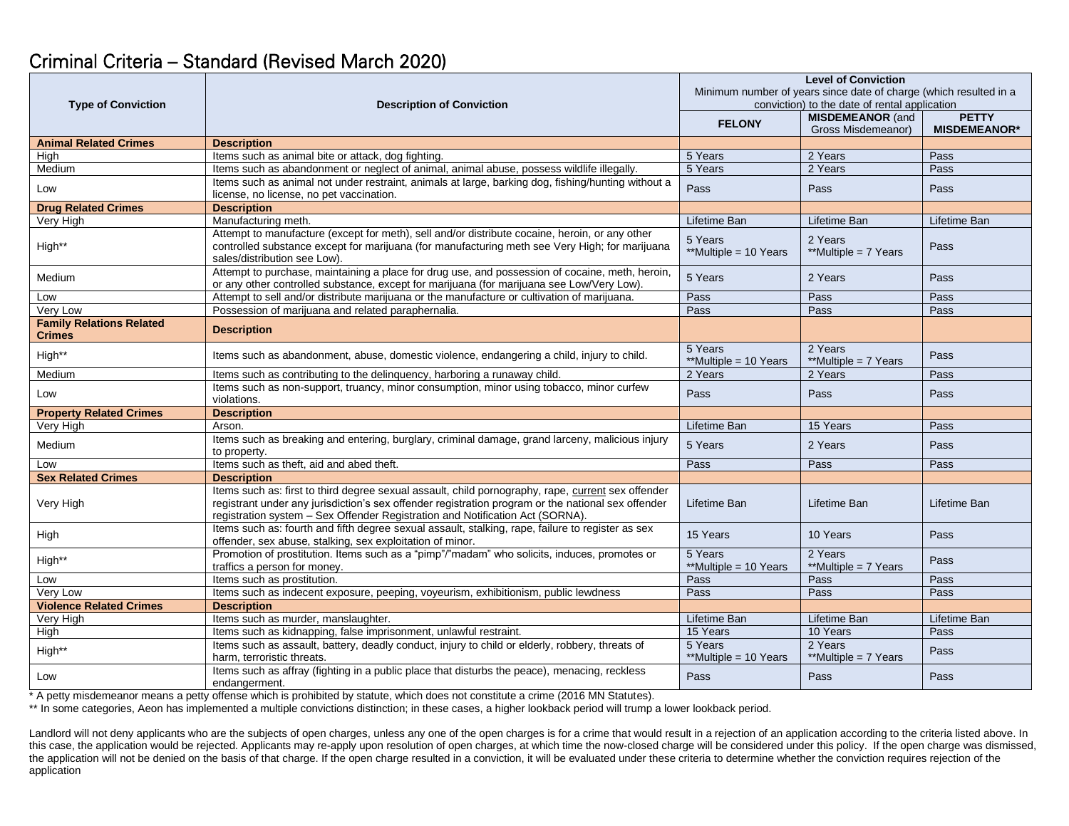# Criminal Criteria – Standard (Revised March 2020)

| Type of Conviction | Description of Conviction | Level of Conviction Minimum number of years since date of charge (which resulted in a conviction) to the date of rental application | | |
|---|---|---|---|---|
| | | **FELONY** | **MISDEMEANOR** (and Gross Misdemeanor) | **PETTY MISDEMEANOR*** |
| **Animal Related Crimes** | **Description** | | | |
| High | Items such as animal bite or attack, dog fighting. | 5 Years | 2 Years | Pass |
| Medium | Items such as abandonment or neglect of animal, animal abuse, possess wildlife illegally. | 5 Years | 2 Years | Pass |
| Low | Items such as animal not under restraint, animals at large, barking dog, fishing/hunting without a license, no license, no pet vaccination. | Pass | Pass | Pass |
| **Drug Related Crimes** | **Description** | | | |
| Very High | Manufacturing meth. | Lifetime Ban | Lifetime Ban | Lifetime Ban |
| High** | Attempt to manufacture (except for meth), sell and/or distribute cocaine, heroin, or any other controlled substance except for marijuana (for manufacturing meth see Very High; for marijuana sales/distribution see Low). | 5 Years **Multiple = 10 Years | 2 Years **Multiple = 7 Years | Pass |
| Medium | Attempt to purchase, maintaining a place for drug use, and possession of cocaine, meth, heroin, or any other controlled substance, except for marijuana (for marijuana see Low/Very Low). | 5 Years | 2 Years | Pass |
| Low | Attempt to sell and/or distribute marijuana or the manufacture or cultivation of marijuana. | Pass | Pass | Pass |
| Very Low | Possession of marijuana and related paraphernalia. | Pass | Pass | Pass |
| **Family Relations Related Crimes** | **Description** | | | |
| High** | Items such as abandonment, abuse, domestic violence, endangering a child, injury to child. | 5 Years **Multiple = 10 Years | 2 Years **Multiple = 7 Years | Pass |
| Medium | Items such as contributing to the delinquency, harboring a runaway child. | 2 Years | 2 Years | Pass |
| Low | Items such as non-support, truancy, minor consumption, minor using tobacco, minor curfew violations. | Pass | Pass | Pass |
| **Property Related Crimes** | **Description** | | | |
| Very High | Arson. | Lifetime Ban | 15 Years | Pass |
| Medium | Items such as breaking and entering, burglary, criminal damage, grand larceny, malicious injury to property. | 5 Years | 2 Years | Pass |
| Low | Items such as theft, aid and abed theft. | Pass | Pass | Pass |
| **Sex Related Crimes** | **Description** | | | |
| Very High | Items such as: first to third degree sexual assault, child pornography, rape, current sex offender registrant under any jurisdiction's sex offender registration program or the national sex offender registration system – Sex Offender Registration and Notification Act (SORNA). | Lifetime Ban | Lifetime Ban | Lifetime Ban |
| High | Items such as: fourth and fifth degree sexual assault, stalking, rape, failure to register as sex offender, sex abuse, stalking, sex exploitation of minor. | 15 Years | 10 Years | Pass |
| High** | Promotion of prostitution. Items such as a "pimp"/"madam" who solicits, induces, promotes or traffics a person for money. | 5 Years **Multiple = 10 Years | 2 Years **Multiple = 7 Years | Pass |
| Low | Items such as prostitution. | Pass | Pass | Pass |
| Very Low | Items such as indecent exposure, peeping, voyeurism, exhibitionism, public lewdness | Pass | Pass | Pass |
| **Violence Related Crimes** | **Description** | | | |
| Very High | Items such as murder, manslaughter. | Lifetime Ban | Lifetime Ban | Lifetime Ban |
| High | Items such as kidnapping, false imprisonment, unlawful restraint. | 15 Years | 10 Years | Pass |
| High** | Items such as assault, battery, deadly conduct, injury to child or elderly, robbery, threats of harm, terroristic threats. | 5 Years **Multiple = 10 Years | 2 Years **Multiple = 7 Years | Pass |
| Low | Items such as affray (fighting in a public place that disturbs the peace), menacing, reckless endangerment. | Pass | Pass | Pass |

* A petty misdemeanor means a petty offense which is prohibited by statute, which does not constitute a crime (2016 MN Statutes).

** In some categories, Aeon has implemented a multiple convictions distinction; in these cases, a higher lookback period will trump a lower lookback period.

Landlord will not deny applicants who are the subjects of open charges, unless any one of the open charges is for a crime that would result in a rejection of an application according to the criteria listed above. In this case, the application would be rejected. Applicants may re-apply upon resolution of open charges, at which time the now-closed charge will be considered under this policy. If the open charge was dismissed, the application will not be denied on the basis of that charge. If the open charge resulted in a conviction, it will be evaluated under these criteria to determine whether the conviction requires rejection of the application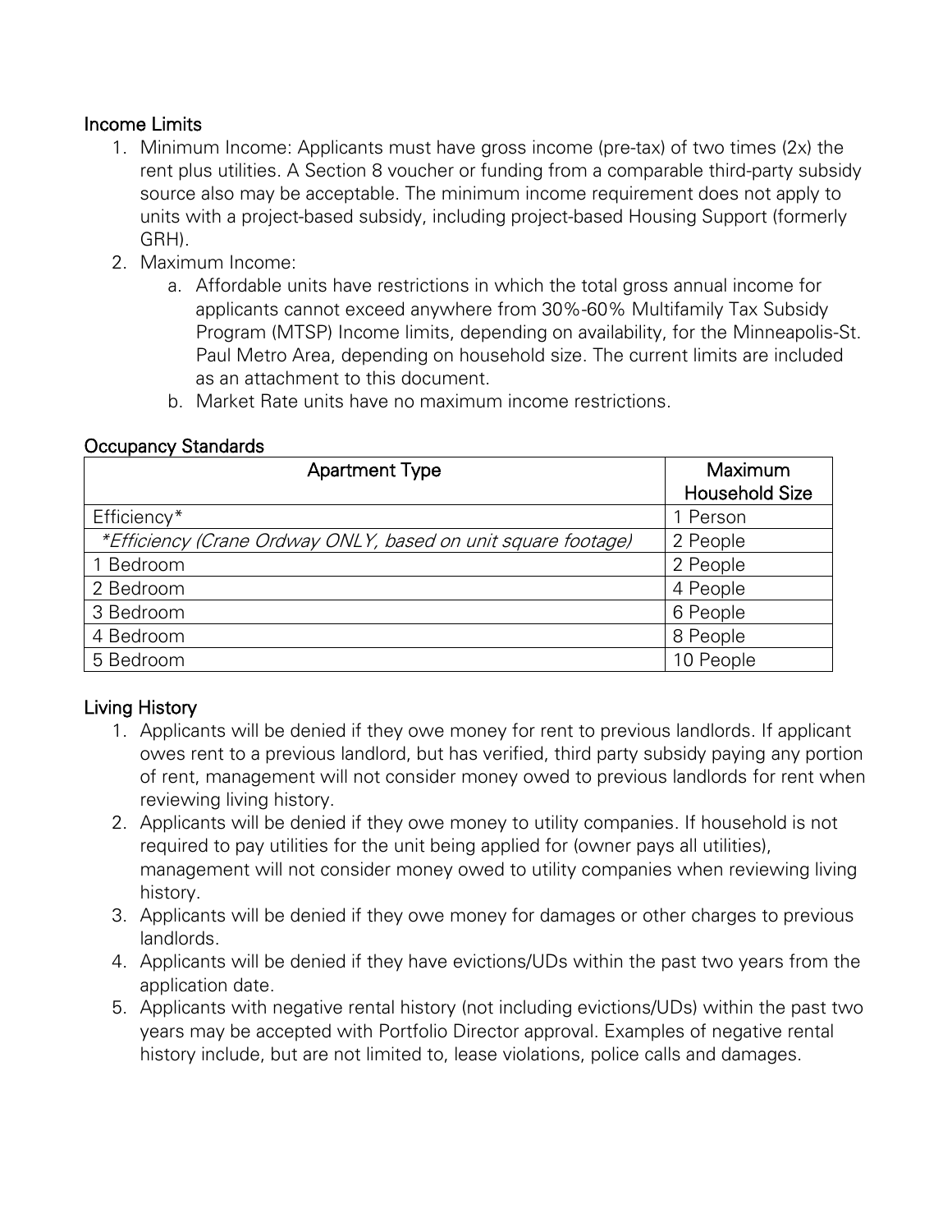## Income Limits

1. Minimum Income: Applicants must have gross income (pre-tax) of two times (2x) the rent plus utilities. A Section 8 voucher or funding from a comparable third-party subsidy source also may be acceptable. The minimum income requirement does not apply to units with a project-based subsidy, including project-based Housing Support (formerly GRH).
2. Maximum Income:
   a. Affordable units have restrictions in which the total gross annual income for applicants cannot exceed anywhere from 30%-60% Multifamily Tax Subsidy Program (MTSP) Income limits, depending on availability, for the Minneapolis-St. Paul Metro Area, depending on household size. The current limits are included as an attachment to this document.
   b. Market Rate units have no maximum income restrictions.

## Occupancy Standards

| Apartment Type | Maximum Household Size |
|---|---|
| Efficiency* | 1 Person |
| *\*Efficiency (Crane Ordway ONLY, based on unit square footage)* | 2 People |
| 1 Bedroom | 2 People |
| 2 Bedroom | 4 People |
| 3 Bedroom | 6 People |
| 4 Bedroom | 8 People |
| 5 Bedroom | 10 People |

## Living History

1. Applicants will be denied if they owe money for rent to previous landlords. If applicant owes rent to a previous landlord, but has verified, third party subsidy paying any portion of rent, management will not consider money owed to previous landlords for rent when reviewing living history.
2. Applicants will be denied if they owe money to utility companies. If household is not required to pay utilities for the unit being applied for (owner pays all utilities), management will not consider money owed to utility companies when reviewing living history.
3. Applicants will be denied if they owe money for damages or other charges to previous landlords.
4. Applicants will be denied if they have evictions/UDs within the past two years from the application date.
5. Applicants with negative rental history (not including evictions/UDs) within the past two years may be accepted with Portfolio Director approval. Examples of negative rental history include, but are not limited to, lease violations, police calls and damages.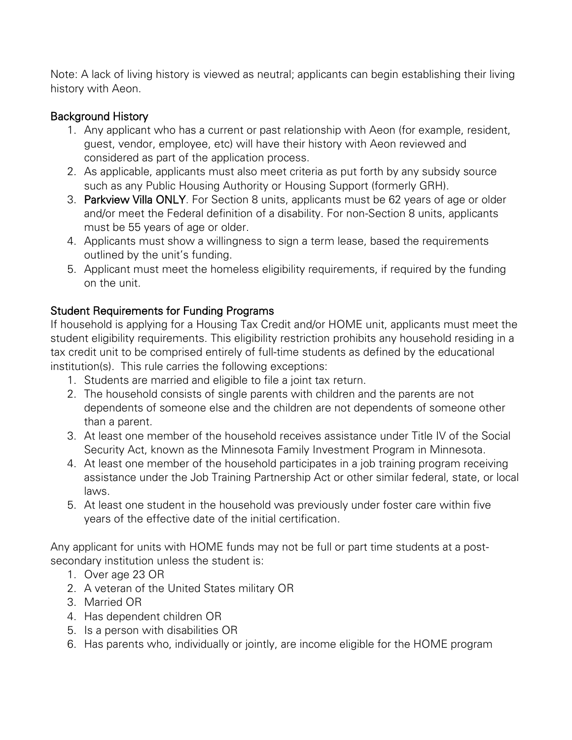Note: A lack of living history is viewed as neutral; applicants can begin establishing their living history with Aeon.

### Background History

1. Any applicant who has a current or past relationship with Aeon (for example, resident, guest, vendor, employee, etc) will have their history with Aeon reviewed and considered as part of the application process.
2. As applicable, applicants must also meet criteria as put forth by any subsidy source such as any Public Housing Authority or Housing Support (formerly GRH).
3. **Parkview Villa ONLY**. For Section 8 units, applicants must be 62 years of age or older and/or meet the Federal definition of a disability. For non-Section 8 units, applicants must be 55 years of age or older.
4. Applicants must show a willingness to sign a term lease, based the requirements outlined by the unit's funding.
5. Applicant must meet the homeless eligibility requirements, if required by the funding on the unit.

### Student Requirements for Funding Programs

If household is applying for a Housing Tax Credit and/or HOME unit, applicants must meet the student eligibility requirements. This eligibility restriction prohibits any household residing in a tax credit unit to be comprised entirely of full-time students as defined by the educational institution(s). This rule carries the following exceptions:

1. Students are married and eligible to file a joint tax return.
2. The household consists of single parents with children and the parents are not dependents of someone else and the children are not dependents of someone other than a parent.
3. At least one member of the household receives assistance under Title IV of the Social Security Act, known as the Minnesota Family Investment Program in Minnesota.
4. At least one member of the household participates in a job training program receiving assistance under the Job Training Partnership Act or other similar federal, state, or local laws.
5. At least one student in the household was previously under foster care within five years of the effective date of the initial certification.

Any applicant for units with HOME funds may not be full or part time students at a post-secondary institution unless the student is:

1. Over age 23 OR
2. A veteran of the United States military OR
3. Married OR
4. Has dependent children OR
5. Is a person with disabilities OR
6. Has parents who, individually or jointly, are income eligible for the HOME program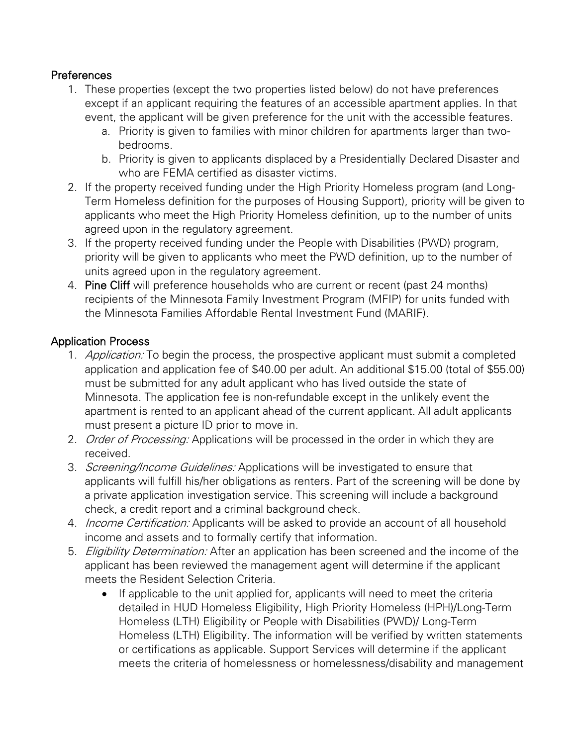## Preferences

1. These properties (except the two properties listed below) do not have preferences except if an applicant requiring the features of an accessible apartment applies. In that event, the applicant will be given preference for the unit with the accessible features.
    a. Priority is given to families with minor children for apartments larger than two-bedrooms.
    b. Priority is given to applicants displaced by a Presidentially Declared Disaster and who are FEMA certified as disaster victims.
2. If the property received funding under the High Priority Homeless program (and Long-Term Homeless definition for the purposes of Housing Support), priority will be given to applicants who meet the High Priority Homeless definition, up to the number of units agreed upon in the regulatory agreement.
3. If the property received funding under the People with Disabilities (PWD) program, priority will be given to applicants who meet the PWD definition, up to the number of units agreed upon in the regulatory agreement.
4. **Pine Cliff** will preference households who are current or recent (past 24 months) recipients of the Minnesota Family Investment Program (MFIP) for units funded with the Minnesota Families Affordable Rental Investment Fund (MARIF).

## Application Process

1. *Application:* To begin the process, the prospective applicant must submit a completed application and application fee of $40.00 per adult. An additional $15.00 (total of $55.00) must be submitted for any adult applicant who has lived outside the state of Minnesota. The application fee is non-refundable except in the unlikely event the apartment is rented to an applicant ahead of the current applicant. All adult applicants must present a picture ID prior to move in.
2. *Order of Processing:* Applications will be processed in the order in which they are received.
3. *Screening/Income Guidelines:* Applications will be investigated to ensure that applicants will fulfill his/her obligations as renters. Part of the screening will be done by a private application investigation service. This screening will include a background check, a credit report and a criminal background check.
4. *Income Certification:* Applicants will be asked to provide an account of all household income and assets and to formally certify that information.
5. *Eligibility Determination:* After an application has been screened and the income of the applicant has been reviewed the management agent will determine if the applicant meets the Resident Selection Criteria.
    - If applicable to the unit applied for, applicants will need to meet the criteria detailed in HUD Homeless Eligibility, High Priority Homeless (HPH)/Long-Term Homeless (LTH) Eligibility or People with Disabilities (PWD)/ Long-Term Homeless (LTH) Eligibility. The information will be verified by written statements or certifications as applicable. Support Services will determine if the applicant meets the criteria of homelessness or homelessness/disability and management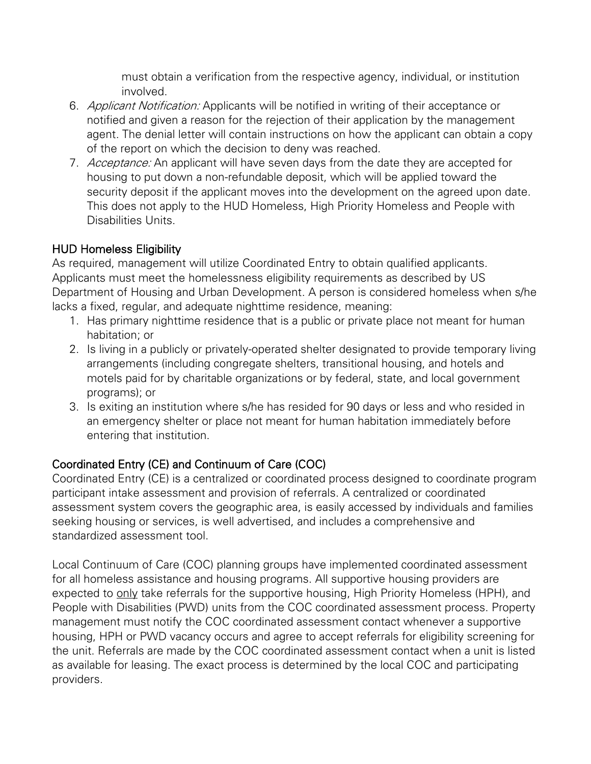must obtain a verification from the respective agency, individual, or institution involved.

6. *Applicant Notification:* Applicants will be notified in writing of their acceptance or notified and given a reason for the rejection of their application by the management agent. The denial letter will contain instructions on how the applicant can obtain a copy of the report on which the decision to deny was reached.
7. *Acceptance:* An applicant will have seven days from the date they are accepted for housing to put down a non-refundable deposit, which will be applied toward the security deposit if the applicant moves into the development on the agreed upon date. This does not apply to the HUD Homeless, High Priority Homeless and People with Disabilities Units.

## HUD Homeless Eligibility

As required, management will utilize Coordinated Entry to obtain qualified applicants. Applicants must meet the homelessness eligibility requirements as described by US Department of Housing and Urban Development. A person is considered homeless when s/he lacks a fixed, regular, and adequate nighttime residence, meaning:

1. Has primary nighttime residence that is a public or private place not meant for human habitation; or
2. Is living in a publicly or privately-operated shelter designated to provide temporary living arrangements (including congregate shelters, transitional housing, and hotels and motels paid for by charitable organizations or by federal, state, and local government programs); or
3. Is exiting an institution where s/he has resided for 90 days or less and who resided in an emergency shelter or place not meant for human habitation immediately before entering that institution.

## Coordinated Entry (CE) and Continuum of Care (COC)

Coordinated Entry (CE) is a centralized or coordinated process designed to coordinate program participant intake assessment and provision of referrals. A centralized or coordinated assessment system covers the geographic area, is easily accessed by individuals and families seeking housing or services, is well advertised, and includes a comprehensive and standardized assessment tool.

Local Continuum of Care (COC) planning groups have implemented coordinated assessment for all homeless assistance and housing programs. All supportive housing providers are expected to <u>only</u> take referrals for the supportive housing, High Priority Homeless (HPH), and People with Disabilities (PWD) units from the COC coordinated assessment process. Property management must notify the COC coordinated assessment contact whenever a supportive housing, HPH or PWD vacancy occurs and agree to accept referrals for eligibility screening for the unit. Referrals are made by the COC coordinated assessment contact when a unit is listed as available for leasing. The exact process is determined by the local COC and participating providers.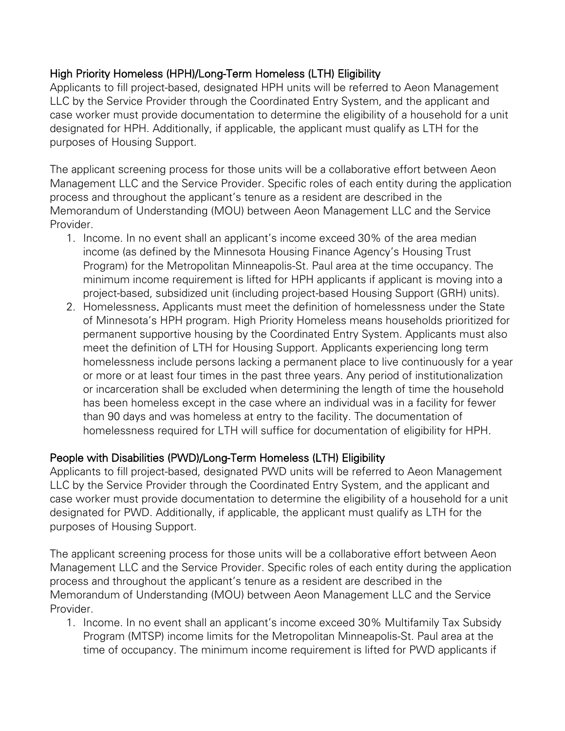### High Priority Homeless (HPH)/Long-Term Homeless (LTH) Eligibility

Applicants to fill project-based, designated HPH units will be referred to Aeon Management LLC by the Service Provider through the Coordinated Entry System, and the applicant and case worker must provide documentation to determine the eligibility of a household for a unit designated for HPH. Additionally, if applicable, the applicant must qualify as LTH for the purposes of Housing Support.

The applicant screening process for those units will be a collaborative effort between Aeon Management LLC and the Service Provider. Specific roles of each entity during the application process and throughout the applicant's tenure as a resident are described in the Memorandum of Understanding (MOU) between Aeon Management LLC and the Service Provider.

1. Income. In no event shall an applicant's income exceed 30% of the area median income (as defined by the Minnesota Housing Finance Agency's Housing Trust Program) for the Metropolitan Minneapolis-St. Paul area at the time occupancy. The minimum income requirement is lifted for HPH applicants if applicant is moving into a project-based, subsidized unit (including project-based Housing Support (GRH) units).
2. Homelessness**.** Applicants must meet the definition of homelessness under the State of Minnesota's HPH program. High Priority Homeless means households prioritized for permanent supportive housing by the Coordinated Entry System. Applicants must also meet the definition of LTH for Housing Support. Applicants experiencing long term homelessness include persons lacking a permanent place to live continuously for a year or more or at least four times in the past three years. Any period of institutionalization or incarceration shall be excluded when determining the length of time the household has been homeless except in the case where an individual was in a facility for fewer than 90 days and was homeless at entry to the facility. The documentation of homelessness required for LTH will suffice for documentation of eligibility for HPH.

### People with Disabilities (PWD)/Long-Term Homeless (LTH) Eligibility

Applicants to fill project-based, designated PWD units will be referred to Aeon Management LLC by the Service Provider through the Coordinated Entry System, and the applicant and case worker must provide documentation to determine the eligibility of a household for a unit designated for PWD. Additionally, if applicable, the applicant must qualify as LTH for the purposes of Housing Support.

The applicant screening process for those units will be a collaborative effort between Aeon Management LLC and the Service Provider. Specific roles of each entity during the application process and throughout the applicant's tenure as a resident are described in the Memorandum of Understanding (MOU) between Aeon Management LLC and the Service Provider.

1. Income. In no event shall an applicant's income exceed 30% Multifamily Tax Subsidy Program (MTSP) income limits for the Metropolitan Minneapolis-St. Paul area at the time of occupancy. The minimum income requirement is lifted for PWD applicants if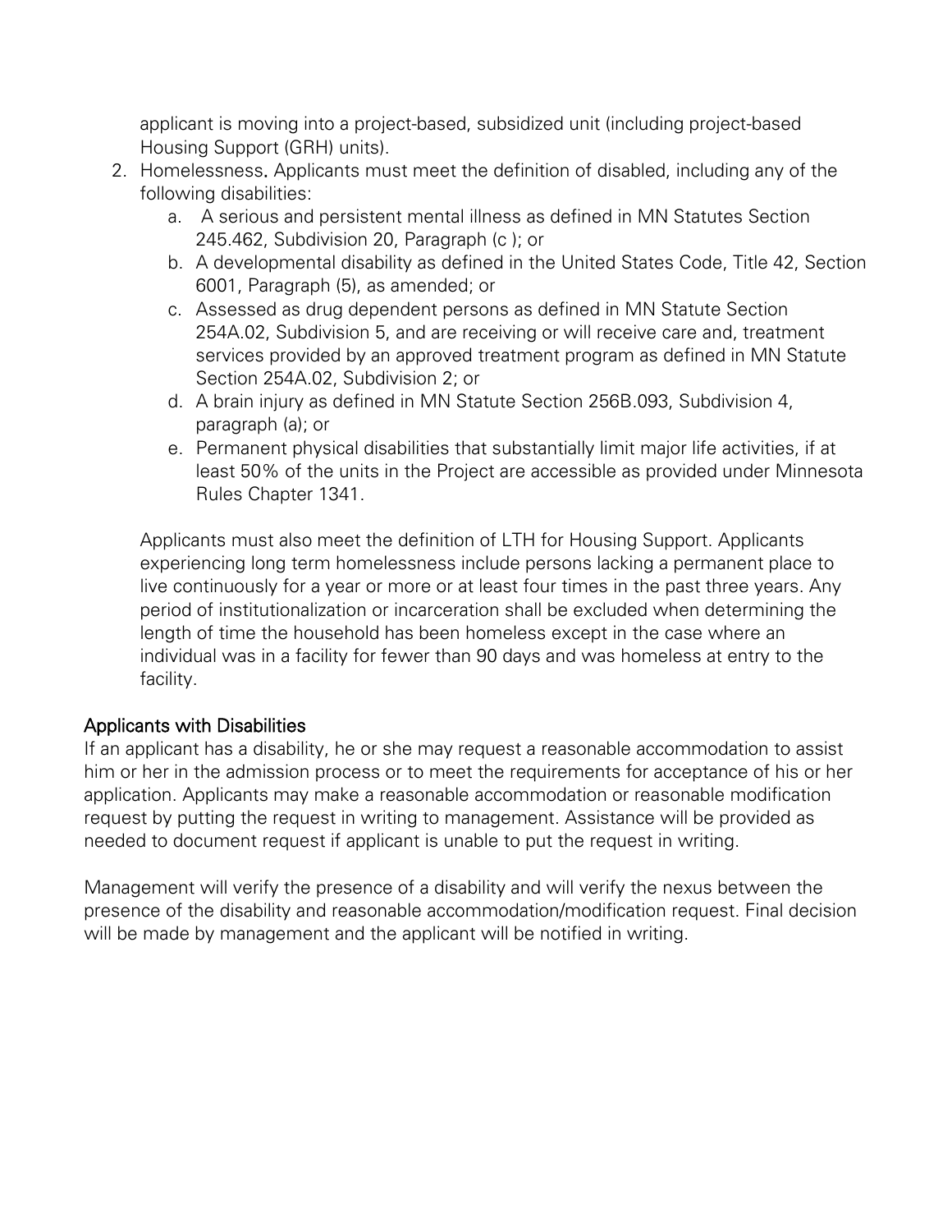applicant is moving into a project-based, subsidized unit (including project-based Housing Support (GRH) units).

2. Homelessness**.** Applicants must meet the definition of disabled, including any of the following disabilities:
   a. A serious and persistent mental illness as defined in MN Statutes Section 245.462, Subdivision 20, Paragraph (c ); or
   b. A developmental disability as defined in the United States Code, Title 42, Section 6001, Paragraph (5), as amended; or
   c. Assessed as drug dependent persons as defined in MN Statute Section 254A.02, Subdivision 5, and are receiving or will receive care and, treatment services provided by an approved treatment program as defined in MN Statute Section 254A.02, Subdivision 2; or
   d. A brain injury as defined in MN Statute Section 256B.093, Subdivision 4, paragraph (a); or
   e. Permanent physical disabilities that substantially limit major life activities, if at least 50% of the units in the Project are accessible as provided under Minnesota Rules Chapter 1341.

   Applicants must also meet the definition of LTH for Housing Support. Applicants experiencing long term homelessness include persons lacking a permanent place to live continuously for a year or more or at least four times in the past three years. Any period of institutionalization or incarceration shall be excluded when determining the length of time the household has been homeless except in the case where an individual was in a facility for fewer than 90 days and was homeless at entry to the facility.

## Applicants with Disabilities

If an applicant has a disability, he or she may request a reasonable accommodation to assist him or her in the admission process or to meet the requirements for acceptance of his or her application. Applicants may make a reasonable accommodation or reasonable modification request by putting the request in writing to management. Assistance will be provided as needed to document request if applicant is unable to put the request in writing.

Management will verify the presence of a disability and will verify the nexus between the presence of the disability and reasonable accommodation/modification request. Final decision will be made by management and the applicant will be notified in writing.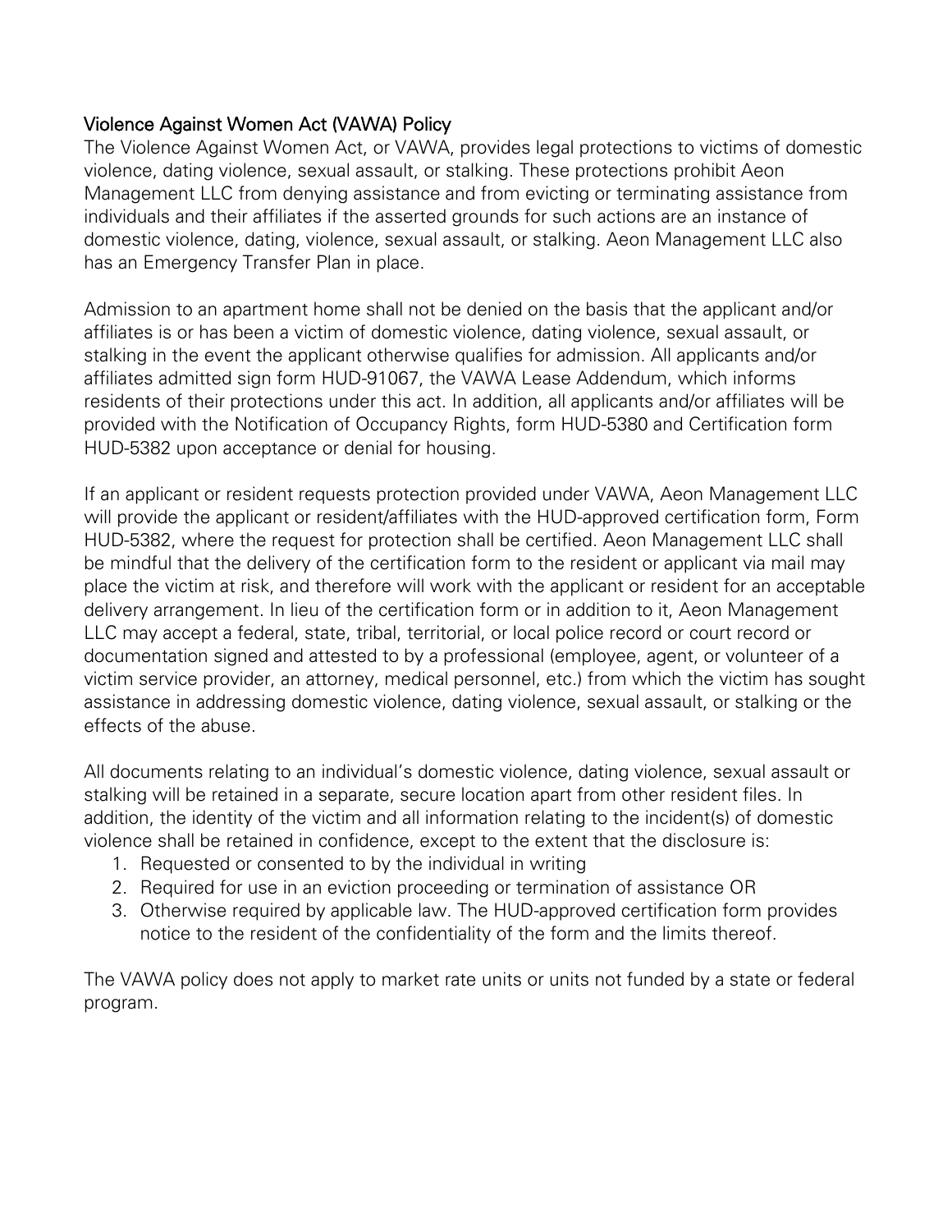## Violence Against Women Act (VAWA) Policy

The Violence Against Women Act, or VAWA, provides legal protections to victims of domestic violence, dating violence, sexual assault, or stalking. These protections prohibit Aeon Management LLC from denying assistance and from evicting or terminating assistance from individuals and their affiliates if the asserted grounds for such actions are an instance of domestic violence, dating, violence, sexual assault, or stalking. Aeon Management LLC also has an Emergency Transfer Plan in place.

Admission to an apartment home shall not be denied on the basis that the applicant and/or affiliates is or has been a victim of domestic violence, dating violence, sexual assault, or stalking in the event the applicant otherwise qualifies for admission. All applicants and/or affiliates admitted sign form HUD-91067, the VAWA Lease Addendum, which informs residents of their protections under this act. In addition, all applicants and/or affiliates will be provided with the Notification of Occupancy Rights, form HUD-5380 and Certification form HUD-5382 upon acceptance or denial for housing.

If an applicant or resident requests protection provided under VAWA, Aeon Management LLC will provide the applicant or resident/affiliates with the HUD-approved certification form, Form HUD-5382, where the request for protection shall be certified. Aeon Management LLC shall be mindful that the delivery of the certification form to the resident or applicant via mail may place the victim at risk, and therefore will work with the applicant or resident for an acceptable delivery arrangement. In lieu of the certification form or in addition to it, Aeon Management LLC may accept a federal, state, tribal, territorial, or local police record or court record or documentation signed and attested to by a professional (employee, agent, or volunteer of a victim service provider, an attorney, medical personnel, etc.) from which the victim has sought assistance in addressing domestic violence, dating violence, sexual assault, or stalking or the effects of the abuse.

All documents relating to an individual's domestic violence, dating violence, sexual assault or stalking will be retained in a separate, secure location apart from other resident files. In addition, the identity of the victim and all information relating to the incident(s) of domestic violence shall be retained in confidence, except to the extent that the disclosure is:

1. Requested or consented to by the individual in writing
2. Required for use in an eviction proceeding or termination of assistance OR
3. Otherwise required by applicable law. The HUD-approved certification form provides notice to the resident of the confidentiality of the form and the limits thereof.

The VAWA policy does not apply to market rate units or units not funded by a state or federal program.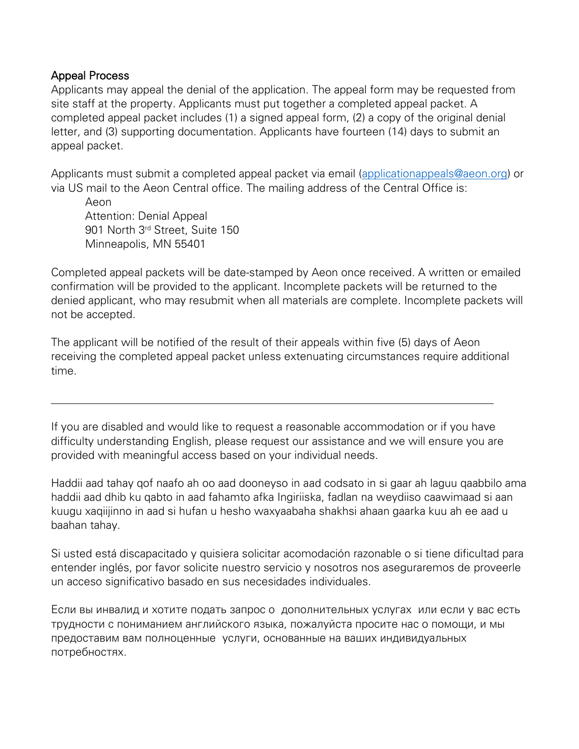## Appeal Process

Applicants may appeal the denial of the application. The appeal form may be requested from site staff at the property. Applicants must put together a completed appeal packet. A completed appeal packet includes (1) a signed appeal form, (2) a copy of the original denial letter, and (3) supporting documentation. Applicants have fourteen (14) days to submit an appeal packet.

Applicants must submit a completed appeal packet via email (applicationappeals@aeon.org) or via US mail to the Aeon Central office. The mailing address of the Central Office is:

Aeon
Attention: Denial Appeal
901 North 3rd Street, Suite 150
Minneapolis, MN 55401

Completed appeal packets will be date-stamped by Aeon once received. A written or emailed confirmation will be provided to the applicant. Incomplete packets will be returned to the denied applicant, who may resubmit when all materials are complete. Incomplete packets will not be accepted.

The applicant will be notified of the result of their appeals within five (5) days of Aeon receiving the completed appeal packet unless extenuating circumstances require additional time.

---

If you are disabled and would like to request a reasonable accommodation or if you have difficulty understanding English, please request our assistance and we will ensure you are provided with meaningful access based on your individual needs.

Haddii aad tahay qof naafo ah oo aad dooneyso in aad codsato in si gaar ah laguu qaabbilo ama haddii aad dhib ku qabto in aad fahamto afka Ingiriiska, fadlan na weydiiso caawimaad si aan kuugu xaqiijinno in aad si hufan u hesho waxyaabaha shakhsi ahaan gaarka kuu ah ee aad u baahan tahay.

Si usted está discapacitado y quisiera solicitar acomodación razonable o si tiene dificultad para entender inglés, por favor solicite nuestro servicio y nosotros nos aseguraremos de proveerle un acceso significativo basado en sus necesidades individuales.

Если вы инвалид и хотите подать запрос о дополнительных услугах или если у вас есть трудности с пониманием английского языка, пожалуйста просите нас о помощи, и мы предоставим вам полноценные услуги, основанные на ваших индивидуальных потребностях.